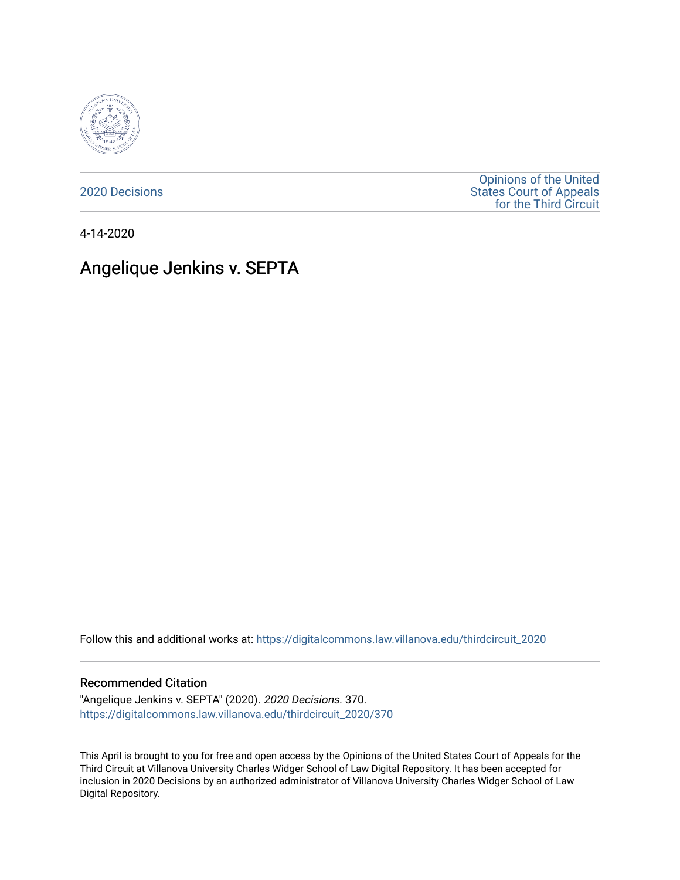2020 Decisions

Opinions of the United States Court of Appeals for the Third Circuit

4-14-2020

# Angelique Jenkins v. SEPTA

Follow this and additional works at: https://digitalcommons.law.villanova.edu/thirdcircuit_2020

## Recommended Citation

"Angelique Jenkins v. SEPTA" (2020). *2020 Decisions*. 370.
https://digitalcommons.law.villanova.edu/thirdcircuit_2020/370

This April is brought to you for free and open access by the Opinions of the United States Court of Appeals for the Third Circuit at Villanova University Charles Widger School of Law Digital Repository. It has been accepted for inclusion in 2020 Decisions by an authorized administrator of Villanova University Charles Widger School of Law Digital Repository.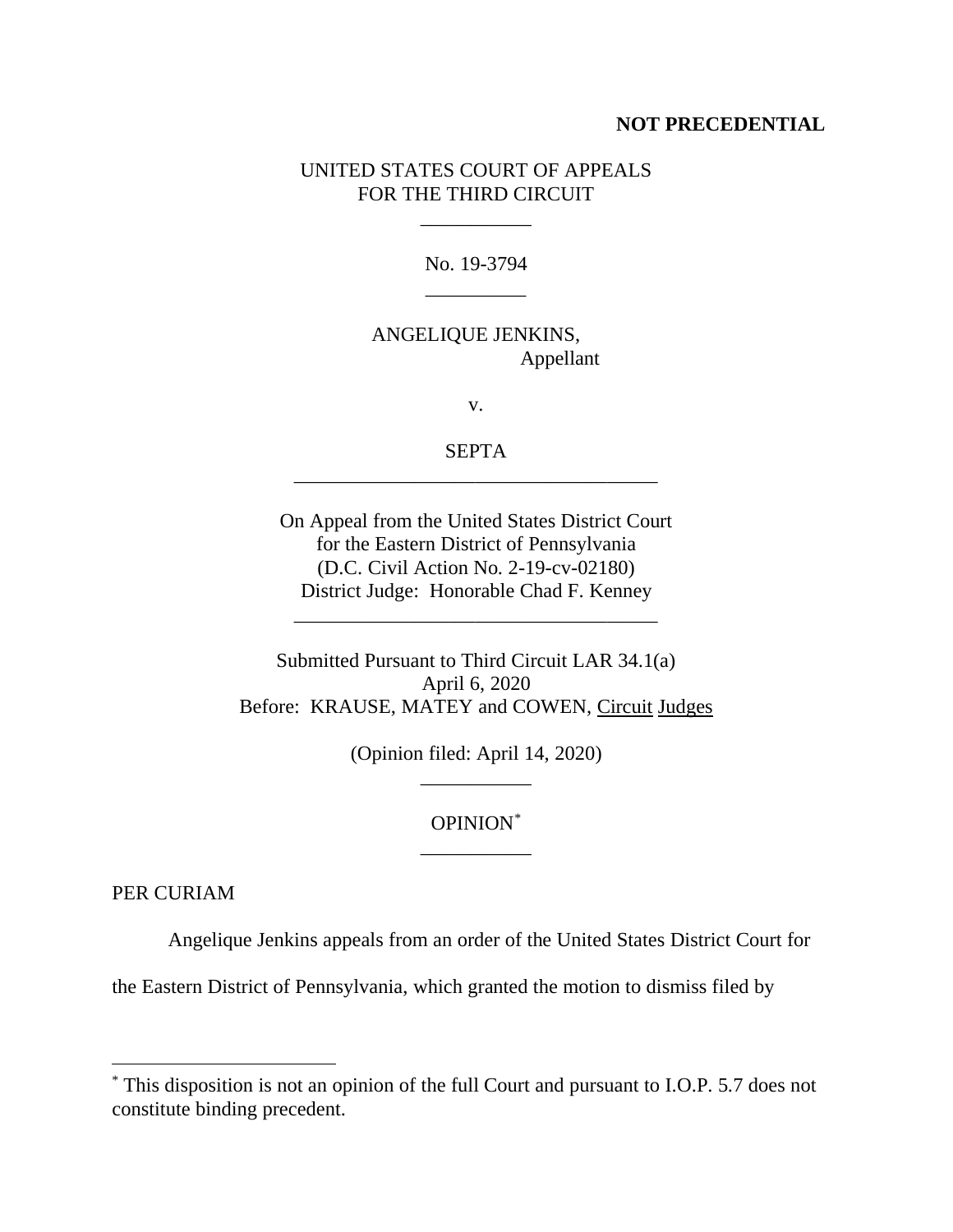**NOT PRECEDENTIAL**

UNITED STATES COURT OF APPEALS
FOR THE THIRD CIRCUIT

\_\_\_\_\_\_\_\_\_\_\_

No. 19-3794

\_\_\_\_\_\_\_\_\_\_

ANGELIQUE JENKINS,
Appellant

v.

SEPTA

\_\_\_\_\_\_\_\_\_\_\_\_\_\_\_\_\_\_\_\_\_\_\_\_\_\_\_\_\_\_\_\_\_\_\_\_

On Appeal from the United States District Court
for the Eastern District of Pennsylvania
(D.C. Civil Action No. 2-19-cv-02180)
District Judge: Honorable Chad F. Kenney

\_\_\_\_\_\_\_\_\_\_\_\_\_\_\_\_\_\_\_\_\_\_\_\_\_\_\_\_\_\_\_\_\_\_\_\_

Submitted Pursuant to Third Circuit LAR 34.1(a)
April 6, 2020
Before: KRAUSE, MATEY and COWEN, Circuit Judges

(Opinion filed: April 14, 2020)

\_\_\_\_\_\_\_\_\_\_\_

OPINION[*]

\_\_\_\_\_\_\_\_\_\_\_

PER CURIAM

Angelique Jenkins appeals from an order of the United States District Court for the Eastern District of Pennsylvania, which granted the motion to dismiss filed by

---

[*] This disposition is not an opinion of the full Court and pursuant to I.O.P. 5.7 does not constitute binding precedent.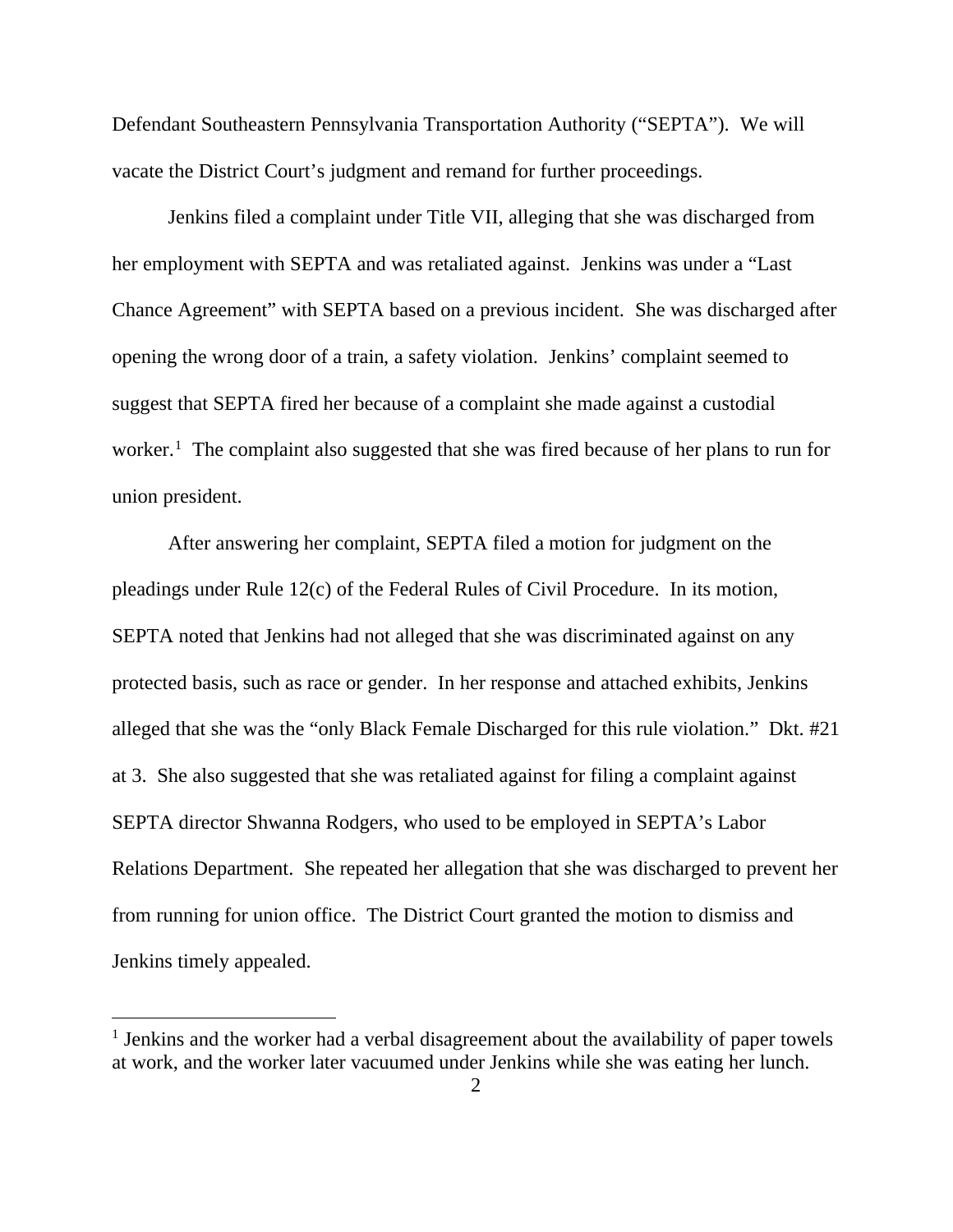Defendant Southeastern Pennsylvania Transportation Authority ("SEPTA"). We will vacate the District Court's judgment and remand for further proceedings.

Jenkins filed a complaint under Title VII, alleging that she was discharged from her employment with SEPTA and was retaliated against. Jenkins was under a "Last Chance Agreement" with SEPTA based on a previous incident. She was discharged after opening the wrong door of a train, a safety violation. Jenkins' complaint seemed to suggest that SEPTA fired her because of a complaint she made against a custodial worker.[1] The complaint also suggested that she was fired because of her plans to run for union president.

After answering her complaint, SEPTA filed a motion for judgment on the pleadings under Rule 12(c) of the Federal Rules of Civil Procedure. In its motion, SEPTA noted that Jenkins had not alleged that she was discriminated against on any protected basis, such as race or gender. In her response and attached exhibits, Jenkins alleged that she was the "only Black Female Discharged for this rule violation." Dkt. #21 at 3. She also suggested that she was retaliated against for filing a complaint against SEPTA director Shwanna Rodgers, who used to be employed in SEPTA's Labor Relations Department. She repeated her allegation that she was discharged to prevent her from running for union office. The District Court granted the motion to dismiss and Jenkins timely appealed.

---

[1] Jenkins and the worker had a verbal disagreement about the availability of paper towels at work, and the worker later vacuumed under Jenkins while she was eating her lunch.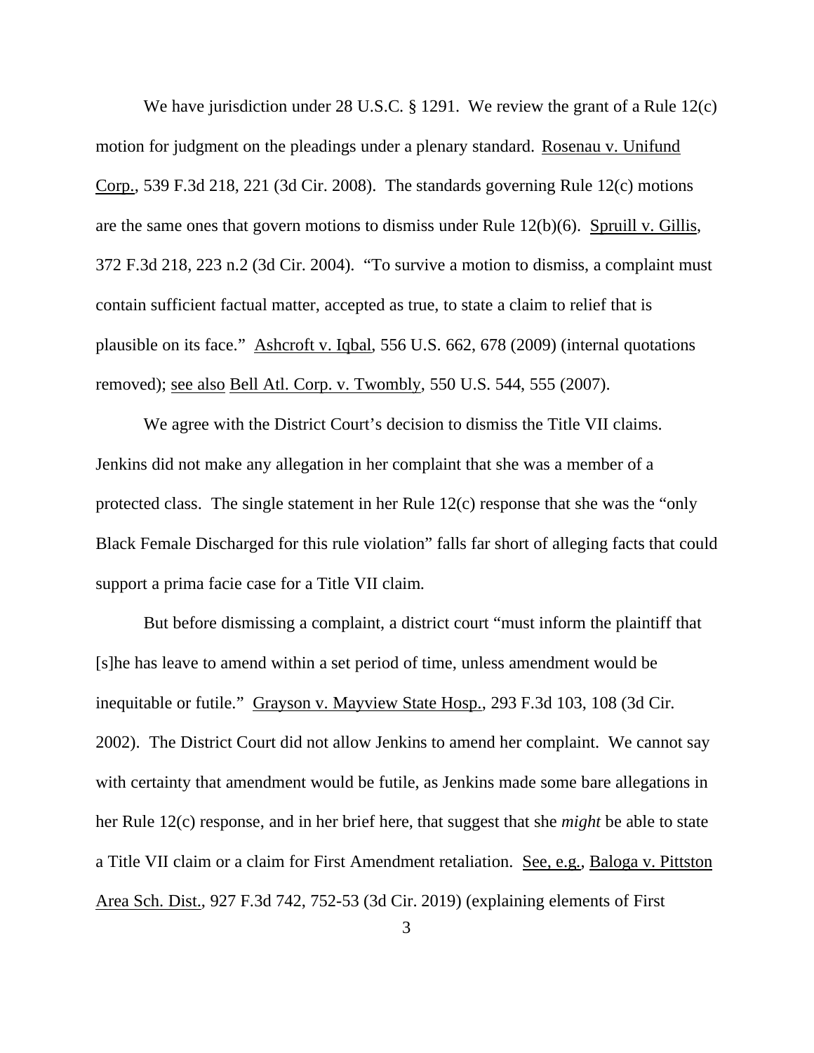We have jurisdiction under 28 U.S.C. § 1291. We review the grant of a Rule 12(c) motion for judgment on the pleadings under a plenary standard. Rosenau v. Unifund Corp., 539 F.3d 218, 221 (3d Cir. 2008). The standards governing Rule 12(c) motions are the same ones that govern motions to dismiss under Rule 12(b)(6). Spruill v. Gillis, 372 F.3d 218, 223 n.2 (3d Cir. 2004). "To survive a motion to dismiss, a complaint must contain sufficient factual matter, accepted as true, to state a claim to relief that is plausible on its face." Ashcroft v. Iqbal, 556 U.S. 662, 678 (2009) (internal quotations removed); see also Bell Atl. Corp. v. Twombly, 550 U.S. 544, 555 (2007).

We agree with the District Court's decision to dismiss the Title VII claims. Jenkins did not make any allegation in her complaint that she was a member of a protected class. The single statement in her Rule 12(c) response that she was the "only Black Female Discharged for this rule violation" falls far short of alleging facts that could support a prima facie case for a Title VII claim.

But before dismissing a complaint, a district court "must inform the plaintiff that [s]he has leave to amend within a set period of time, unless amendment would be inequitable or futile." Grayson v. Mayview State Hosp., 293 F.3d 103, 108 (3d Cir. 2002). The District Court did not allow Jenkins to amend her complaint. We cannot say with certainty that amendment would be futile, as Jenkins made some bare allegations in her Rule 12(c) response, and in her brief here, that suggest that she *might* be able to state a Title VII claim or a claim for First Amendment retaliation. See, e.g., Baloga v. Pittston Area Sch. Dist., 927 F.3d 742, 752-53 (3d Cir. 2019) (explaining elements of First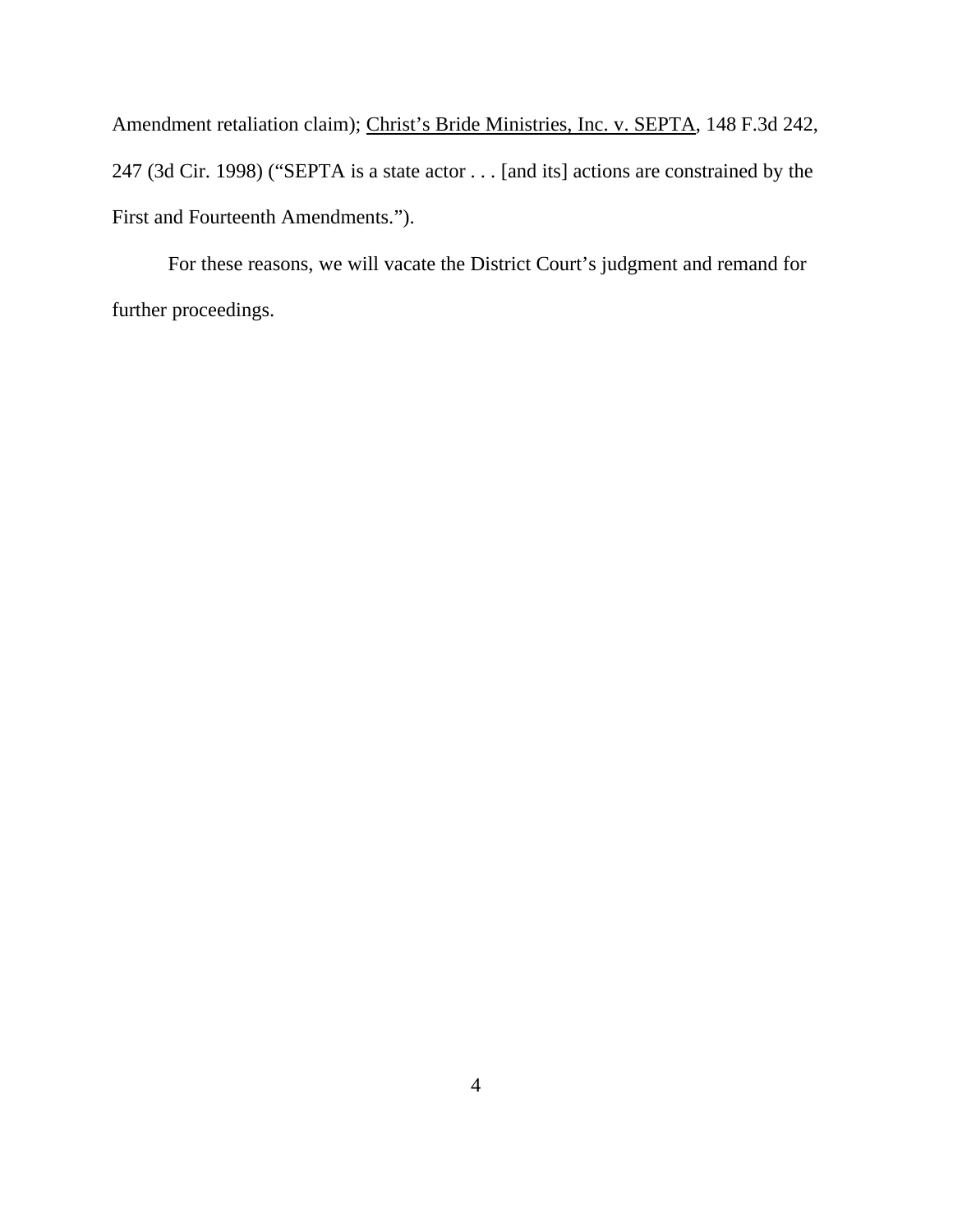Amendment retaliation claim); Christ's Bride Ministries, Inc. v. SEPTA, 148 F.3d 242, 247 (3d Cir. 1998) ("SEPTA is a state actor . . . [and its] actions are constrained by the First and Fourteenth Amendments.").

For these reasons, we will vacate the District Court's judgment and remand for further proceedings.